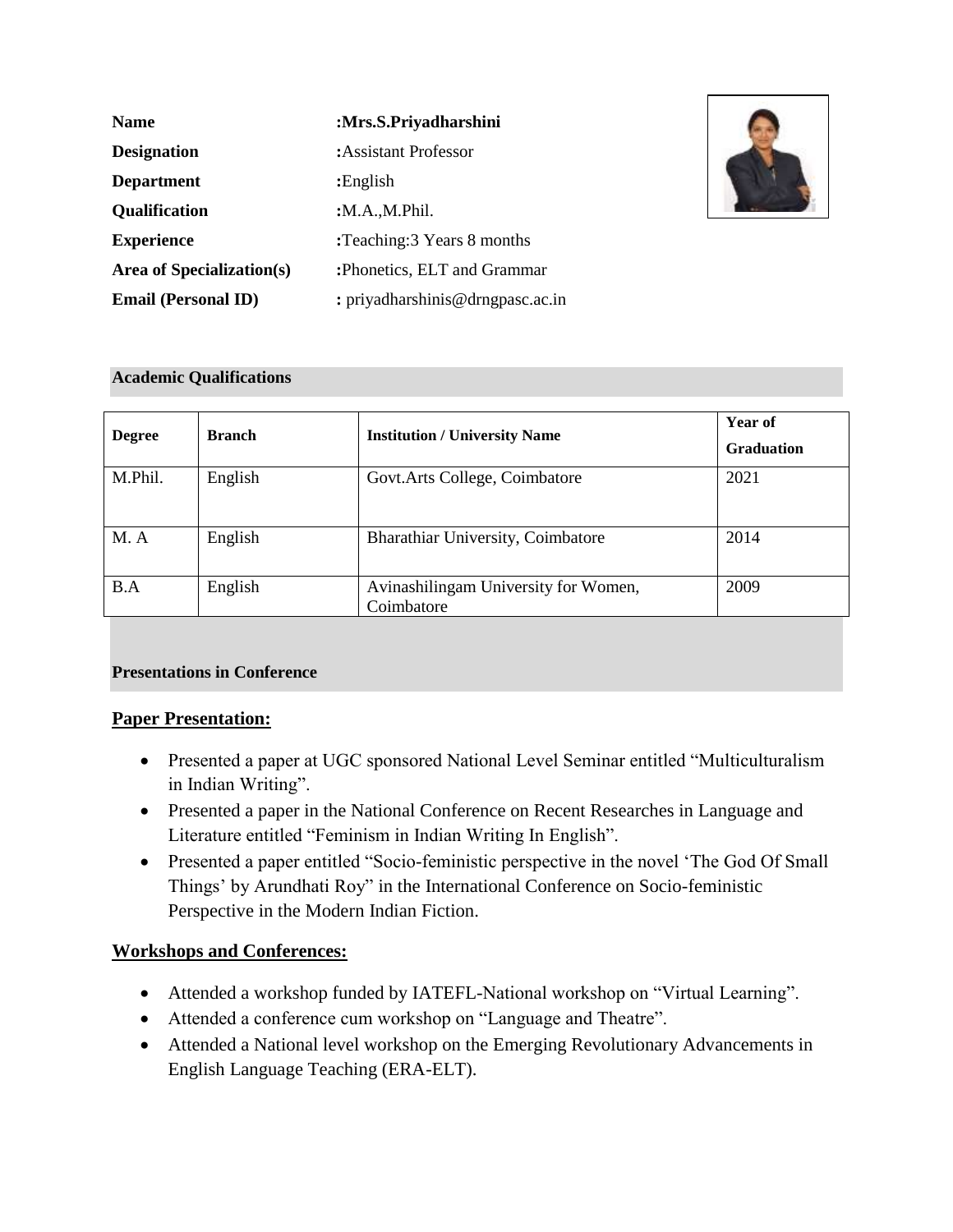| | |
|---|---|
| **Name** | **:Mrs.S.Priyadharshini** |
| **Designation** | **:**Assistant Professor |
| **Department** | **:**English |
| **Qualification** | **:**M.A.,M.Phil. |
| **Experience** | **:**Teaching:3 Years 8 months |
| **Area of Specialization(s)** | **:**Phonetics, ELT and Grammar |
| **Email (Personal ID)** | **:** priyadharshinis@drngpasc.ac.in |

## Academic Qualifications

| Degree | Branch | Institution / University Name | Year of Graduation |
|---|---|---|---|
| M.Phil. | English | Govt.Arts College, Coimbatore | 2021 |
| M. A | English | Bharathiar University, Coimbatore | 2014 |
| B.A | English | Avinashilingam University for Women, Coimbatore | 2009 |

## Presentations in Conference

### Paper Presentation:

- Presented a paper at UGC sponsored National Level Seminar entitled "Multiculturalism in Indian Writing".
- Presented a paper in the National Conference on Recent Researches in Language and Literature entitled "Feminism in Indian Writing In English".
- Presented a paper entitled "Socio-feministic perspective in the novel 'The God Of Small Things' by Arundhati Roy" in the International Conference on Socio-feministic Perspective in the Modern Indian Fiction.

### Workshops and Conferences:

- Attended a workshop funded by IATEFL-National workshop on "Virtual Learning".
- Attended a conference cum workshop on "Language and Theatre".
- Attended a National level workshop on the Emerging Revolutionary Advancements in English Language Teaching (ERA-ELT).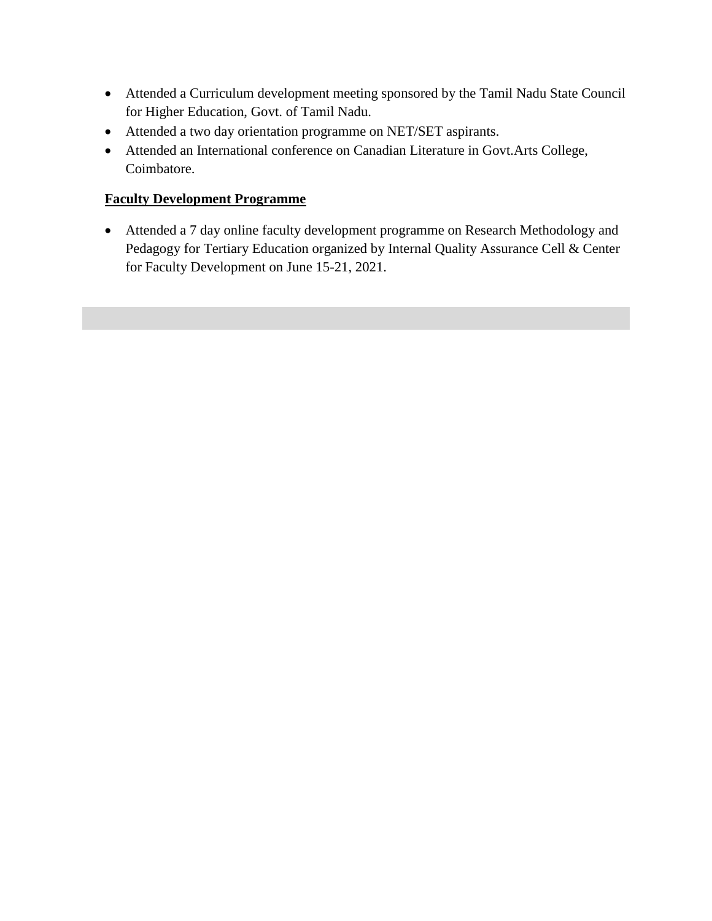- Attended a Curriculum development meeting sponsored by the Tamil Nadu State Council for Higher Education, Govt. of Tamil Nadu.
- Attended a two day orientation programme on NET/SET aspirants.
- Attended an International conference on Canadian Literature in Govt.Arts College, Coimbatore.

**Faculty Development Programme**

- Attended a 7 day online faculty development programme on Research Methodology and Pedagogy for Tertiary Education organized by Internal Quality Assurance Cell & Center for Faculty Development on June 15-21, 2021.